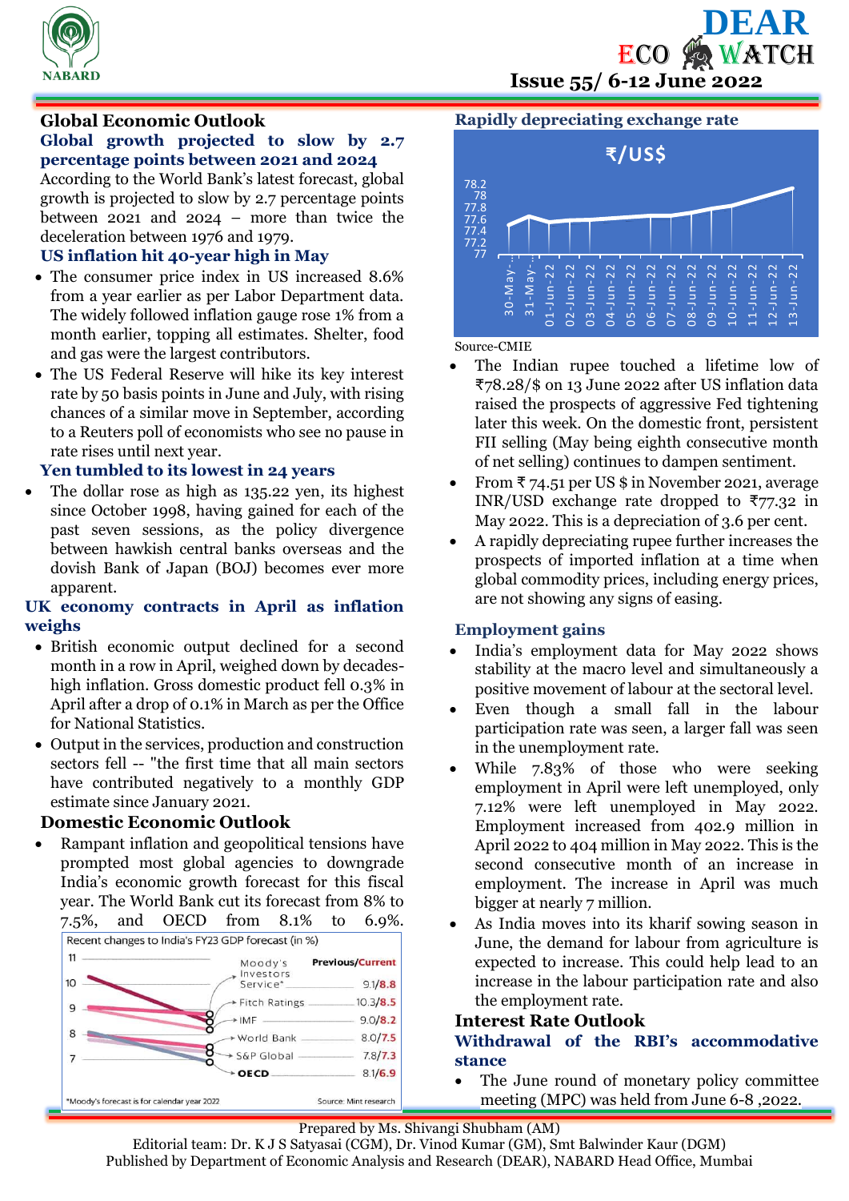# DEAR ECO WATCH

**Issue 55/ 6-12 June 2022**

## Global Economic Outlook

### Global growth projected to slow by 2.7 percentage points between 2021 and 2024

According to the World Bank's latest forecast, global growth is projected to slow by 2.7 percentage points between 2021 and 2024 – more than twice the deceleration between 1976 and 1979.

### US inflation hit 40-year high in May

- The consumer price index in US increased 8.6% from a year earlier as per Labor Department data. The widely followed inflation gauge rose 1% from a month earlier, topping all estimates. Shelter, food and gas were the largest contributors.
- The US Federal Reserve will hike its key interest rate by 50 basis points in June and July, with rising chances of a similar move in September, according to a Reuters poll of economists who see no pause in rate rises until next year.

### Yen tumbled to its lowest in 24 years

- The dollar rose as high as 135.22 yen, its highest since October 1998, having gained for each of the past seven sessions, as the policy divergence between hawkish central banks overseas and the dovish Bank of Japan (BOJ) becomes ever more apparent.

### UK economy contracts in April as inflation weighs

- British economic output declined for a second month in a row in April, weighed down by decades-high inflation. Gross domestic product fell 0.3% in April after a drop of 0.1% in March as per the Office for National Statistics.
- Output in the services, production and construction sectors fell -- "the first time that all main sectors have contributed negatively to a monthly GDP estimate since January 2021.

## Domestic Economic Outlook

- Rampant inflation and geopolitical tensions have prompted most global agencies to downgrade India's economic growth forecast for this fiscal year. The World Bank cut its forecast from 8% to 7.5%, and OECD from 8.1% to 6.9%.

Recent changes to India's FY23 GDP forecast (in %)

| Agency | Previous/Current |
|---|---|
| Moody's Investors Service* | 9.1/8.8 |
| Fitch Ratings | 10.3/8.5 |
| IMF | 9.0/8.2 |
| World Bank | 8.0/7.5 |
| S&P Global | 7.8/7.3 |
| OECD | 8.1/6.9 |

*Moody's forecast is for calendar year 2022

Source: Mint research

### Rapidly depreciating exchange rate

₹/US$

Source-CMIE

- The Indian rupee touched a lifetime low of ₹78.28/$ on 13 June 2022 after US inflation data raised the prospects of aggressive Fed tightening later this week. On the domestic front, persistent FII selling (May being eighth consecutive month of net selling) continues to dampen sentiment.
- From ₹ 74.51 per US $ in November 2021, average INR/USD exchange rate dropped to ₹77.32 in May 2022. This is a depreciation of 3.6 per cent.
- A rapidly depreciating rupee further increases the prospects of imported inflation at a time when global commodity prices, including energy prices, are not showing any signs of easing.

### Employment gains

- India's employment data for May 2022 shows stability at the macro level and simultaneously a positive movement of labour at the sectoral level.
- Even though a small fall in the labour participation rate was seen, a larger fall was seen in the unemployment rate.
- While 7.83% of those who were seeking employment in April were left unemployed, only 7.12% were left unemployed in May 2022. Employment increased from 402.9 million in April 2022 to 404 million in May 2022. This is the second consecutive month of an increase in employment. The increase in April was much bigger at nearly 7 million.
- As India moves into its kharif sowing season in June, the demand for labour from agriculture is expected to increase. This could help lead to an increase in the labour participation rate and also the employment rate.

## Interest Rate Outlook

### Withdrawal of the RBI's accommodative stance

- The June round of monetary policy committee meeting (MPC) was held from June 6-8 ,2022.

Prepared by Ms. Shivangi Shubham (AM)
Editorial team: Dr. K J S Satyasai (CGM), Dr. Vinod Kumar (GM), Smt Balwinder Kaur (DGM)
Published by Department of Economic Analysis and Research (DEAR), NABARD Head Office, Mumbai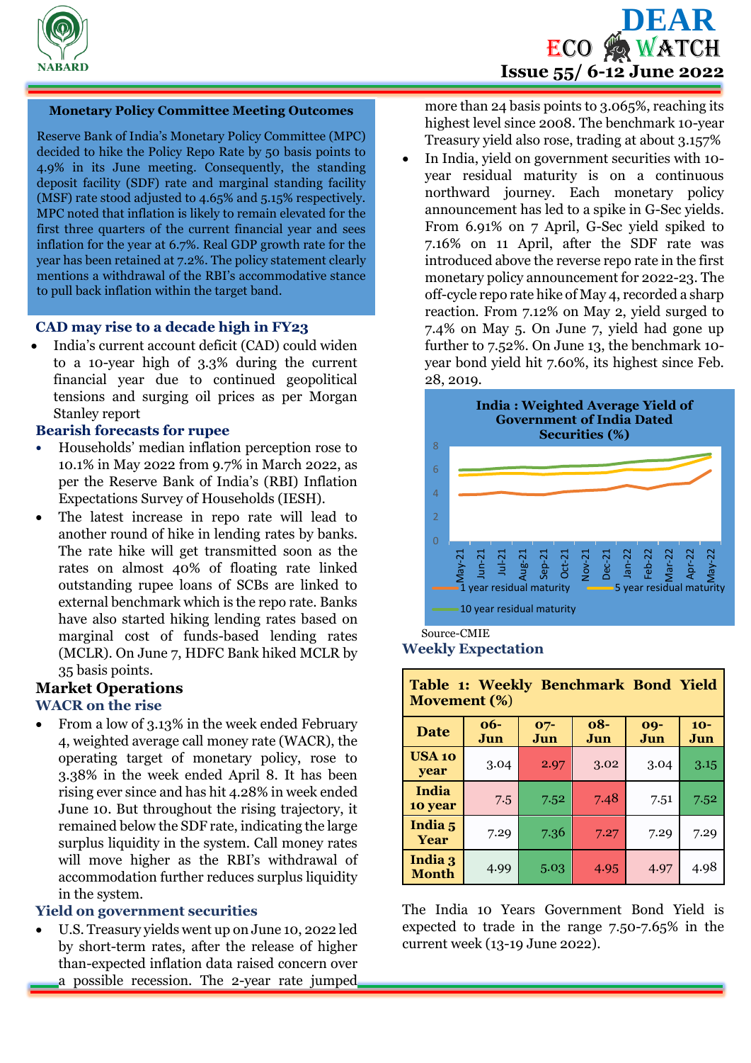## Monetary Policy Committee Meeting Outcomes

Reserve Bank of India's Monetary Policy Committee (MPC) decided to hike the Policy Repo Rate by 50 basis points to 4.9% in its June meeting. Consequently, the standing deposit facility (SDF) rate and marginal standing facility (MSF) rate stood adjusted to 4.65% and 5.15% respectively. MPC noted that inflation is likely to remain elevated for the first three quarters of the current financial year and sees inflation for the year at 6.7%. Real GDP growth rate for the year has been retained at 7.2%. The policy statement clearly mentions a withdrawal of the RBI's accommodative stance to pull back inflation within the target band.

### CAD may rise to a decade high in FY23

- India's current account deficit (CAD) could widen to a 10-year high of 3.3% during the current financial year due to continued geopolitical tensions and surging oil prices as per Morgan Stanley report

### Bearish forecasts for rupee

- Households' median inflation perception rose to 10.1% in May 2022 from 9.7% in March 2022, as per the Reserve Bank of India's (RBI) Inflation Expectations Survey of Households (IESH).
- The latest increase in repo rate will lead to another round of hike in lending rates by banks. The rate hike will get transmitted soon as the rates on almost 40% of floating rate linked outstanding rupee loans of SCBs are linked to external benchmark which is the repo rate. Banks have also started hiking lending rates based on marginal cost of funds-based lending rates (MCLR). On June 7, HDFC Bank hiked MCLR by 35 basis points.

## Market Operations

### WACR on the rise

- From a low of 3.13% in the week ended February 4, weighted average call money rate (WACR), the operating target of monetary policy, rose to 3.38% in the week ended April 8. It has been rising ever since and has hit 4.28% in week ended June 10. But throughout the rising trajectory, it remained below the SDF rate, indicating the large surplus liquidity in the system. Call money rates will move higher as the RBI's withdrawal of accommodation further reduces surplus liquidity in the system.

### Yield on government securities

- U.S. Treasury yields went up on June 10, 2022 led by short-term rates, after the release of higher than-expected inflation data raised concern over a possible recession. The 2-year rate jumped more than 24 basis points to 3.065%, reaching its highest level since 2008. The benchmark 10-year Treasury yield also rose, trading at about 3.157%
- In India, yield on government securities with 10-year residual maturity is on a continuous northward journey. Each monetary policy announcement has led to a spike in G-Sec yields. From 6.91% on 7 April, G-Sec yield spiked to 7.16% on 11 April, after the SDF rate was introduced above the reverse repo rate in the first monetary policy announcement for 2022-23. The off-cycle repo rate hike of May 4, recorded a sharp reaction. From 7.12% on May 2, yield surged to 7.4% on May 5. On June 7, yield had gone up further to 7.52%. On June 13, the benchmark 10-year bond yield hit 7.60%, its highest since Feb. 28, 2019.

India : Weighted Average Yield of Government of India Dated Securities (%)

8
6
4
2
0

May-21, Jun-21, Jul-21, Aug-21, Sep-21, Oct-21, Nov-21, Dec-21, Jan-22, Feb-22, Mar-22, Apr-22, May-22

1 year residual maturity
5 year residual maturity
10 year residual maturity

Source-CMIE

### Weekly Expectation

**Table 1: Weekly Benchmark Bond Yield Movement (%)**

| Date | 06-Jun | 07-Jun | 08-Jun | 09-Jun | 10-Jun |
|---|---|---|---|---|---|
| USA 10 year | 3.04 | 2.97 | 3.02 | 3.04 | 3.15 |
| India 10 year | 7.5 | 7.52 | 7.48 | 7.51 | 7.52 |
| India 5 Year | 7.29 | 7.36 | 7.27 | 7.29 | 7.29 |
| India 3 Month | 4.99 | 5.03 | 4.95 | 4.97 | 4.98 |

The India 10 Years Government Bond Yield is expected to trade in the range 7.50-7.65% in the current week (13-19 June 2022).